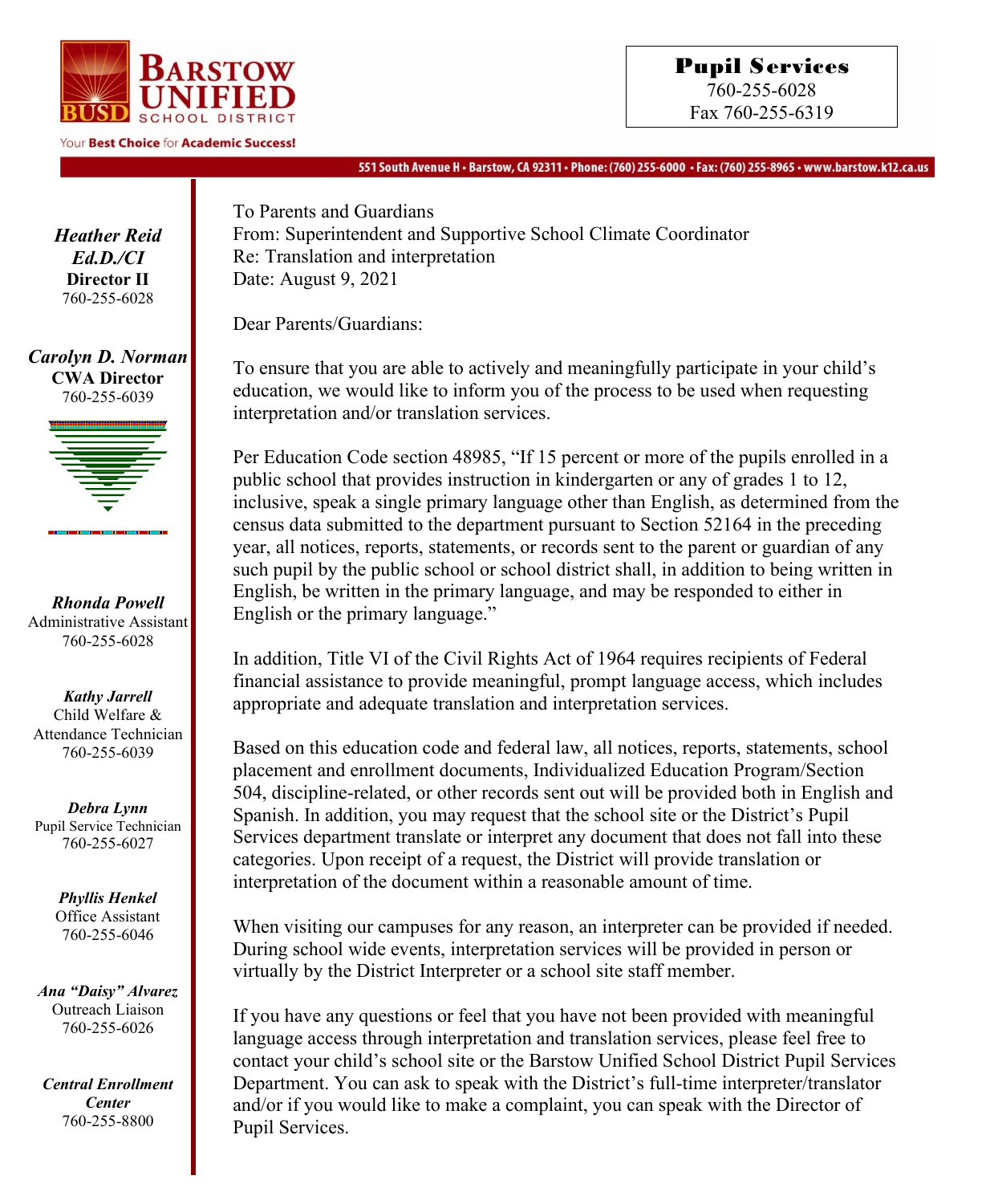**BARSTOW UNIFIED SCHOOL DISTRICT**

Your **Best Choice** for **Academic Success!**

551 South Avenue H • Barstow, CA 92311 • Phone: (760) 255-6000 • Fax: (760) 255-8965 • www.barstow.k12.ca.us

**Pupil Services**
760-255-6028
Fax 760-255-6319

***Heather Reid Ed.D./CI***
**Director II**
760-255-6028

***Carolyn D. Norman***
**CWA Director**
760-255-6039

***Rhonda Powell***
Administrative Assistant
760-255-6028

***Kathy Jarrell***
Child Welfare & Attendance Technician
760-255-6039

***Debra Lynn***
Pupil Service Technician
760-255-6027

***Phyllis Henkel***
Office Assistant
760-255-6046

***Ana "Daisy" Alvarez***
Outreach Liaison
760-255-6026

***Central Enrollment Center***
760-255-8800

To Parents and Guardians
From: Superintendent and Supportive School Climate Coordinator
Re: Translation and interpretation
Date: August 9, 2021

Dear Parents/Guardians:

To ensure that you are able to actively and meaningfully participate in your child's education, we would like to inform you of the process to be used when requesting interpretation and/or translation services.

Per Education Code section 48985, "If 15 percent or more of the pupils enrolled in a public school that provides instruction in kindergarten or any of grades 1 to 12, inclusive, speak a single primary language other than English, as determined from the census data submitted to the department pursuant to Section 52164 in the preceding year, all notices, reports, statements, or records sent to the parent or guardian of any such pupil by the public school or school district shall, in addition to being written in English, be written in the primary language, and may be responded to either in English or the primary language."

In addition, Title VI of the Civil Rights Act of 1964 requires recipients of Federal financial assistance to provide meaningful, prompt language access, which includes appropriate and adequate translation and interpretation services.

Based on this education code and federal law, all notices, reports, statements, school placement and enrollment documents, Individualized Education Program/Section 504, discipline-related, or other records sent out will be provided both in English and Spanish. In addition, you may request that the school site or the District's Pupil Services department translate or interpret any document that does not fall into these categories. Upon receipt of a request, the District will provide translation or interpretation of the document within a reasonable amount of time.

When visiting our campuses for any reason, an interpreter can be provided if needed. During school wide events, interpretation services will be provided in person or virtually by the District Interpreter or a school site staff member.

If you have any questions or feel that you have not been provided with meaningful language access through interpretation and translation services, please feel free to contact your child's school site or the Barstow Unified School District Pupil Services Department. You can ask to speak with the District's full-time interpreter/translator and/or if you would like to make a complaint, you can speak with the Director of Pupil Services.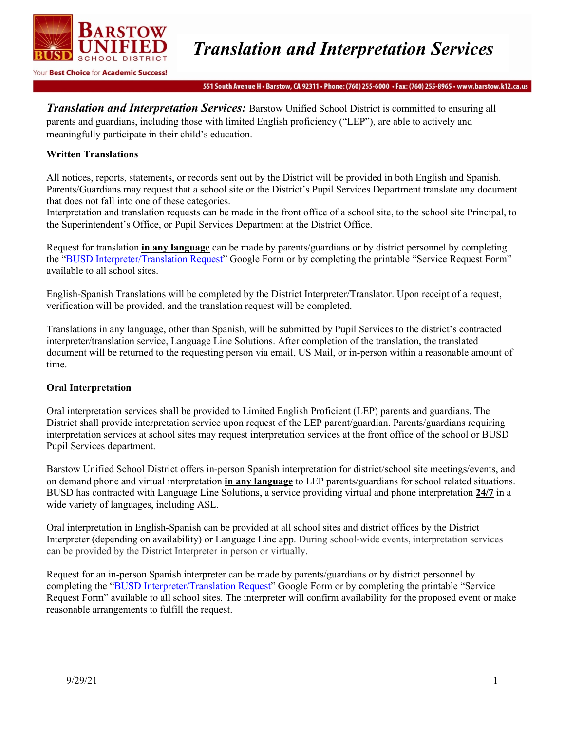# Translation and Interpretation Services

***Translation and Interpretation Services:*** Barstow Unified School District is committed to ensuring all parents and guardians, including those with limited English proficiency ("LEP"), are able to actively and meaningfully participate in their child's education.

**Written Translations**

All notices, reports, statements, or records sent out by the District will be provided in both English and Spanish. Parents/Guardians may request that a school site or the District's Pupil Services Department translate any document that does not fall into one of these categories.
Interpretation and translation requests can be made in the front office of a school site, to the school site Principal, to the Superintendent's Office, or Pupil Services Department at the District Office.

Request for translation **in any language** can be made by parents/guardians or by district personnel by completing the "BUSD Interpreter/Translation Request" Google Form or by completing the printable "Service Request Form" available to all school sites.

English-Spanish Translations will be completed by the District Interpreter/Translator. Upon receipt of a request, verification will be provided, and the translation request will be completed.

Translations in any language, other than Spanish, will be submitted by Pupil Services to the district's contracted interpreter/translation service, Language Line Solutions. After completion of the translation, the translated document will be returned to the requesting person via email, US Mail, or in-person within a reasonable amount of time.

**Oral Interpretation**

Oral interpretation services shall be provided to Limited English Proficient (LEP) parents and guardians. The District shall provide interpretation service upon request of the LEP parent/guardian. Parents/guardians requiring interpretation services at school sites may request interpretation services at the front office of the school or BUSD Pupil Services department.

Barstow Unified School District offers in-person Spanish interpretation for district/school site meetings/events, and on demand phone and virtual interpretation **in any language** to LEP parents/guardians for school related situations. BUSD has contracted with Language Line Solutions, a service providing virtual and phone interpretation **24/7** in a wide variety of languages, including ASL.

Oral interpretation in English-Spanish can be provided at all school sites and district offices by the District Interpreter (depending on availability) or Language Line app. During school-wide events, interpretation services can be provided by the District Interpreter in person or virtually.

Request for an in-person Spanish interpreter can be made by parents/guardians or by district personnel by completing the "BUSD Interpreter/Translation Request" Google Form or by completing the printable "Service Request Form" available to all school sites. The interpreter will confirm availability for the proposed event or make reasonable arrangements to fulfill the request.

9/29/21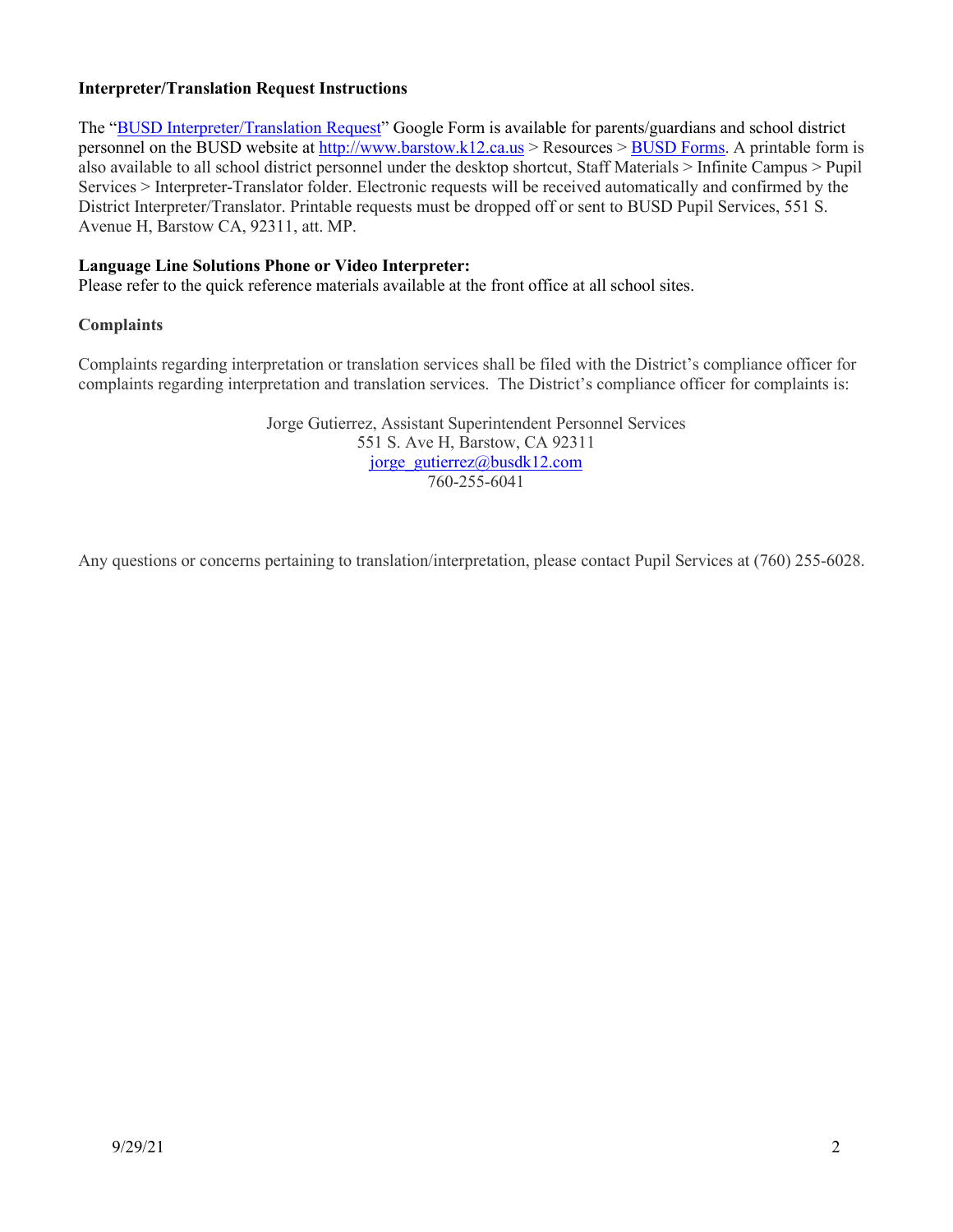**Interpreter/Translation Request Instructions**

The "BUSD Interpreter/Translation Request" Google Form is available for parents/guardians and school district personnel on the BUSD website at http://www.barstow.k12.ca.us > Resources > BUSD Forms. A printable form is also available to all school district personnel under the desktop shortcut, Staff Materials > Infinite Campus > Pupil Services > Interpreter-Translator folder. Electronic requests will be received automatically and confirmed by the District Interpreter/Translator. Printable requests must be dropped off or sent to BUSD Pupil Services, 551 S. Avenue H, Barstow CA, 92311, att. MP.

**Language Line Solutions Phone or Video Interpreter:**
Please refer to the quick reference materials available at the front office at all school sites.

**Complaints**

Complaints regarding interpretation or translation services shall be filed with the District's compliance officer for complaints regarding interpretation and translation services. The District's compliance officer for complaints is:

Jorge Gutierrez, Assistant Superintendent Personnel Services
551 S. Ave H, Barstow, CA 92311
jorge_gutierrez@busdk12.com
760-255-6041

Any questions or concerns pertaining to translation/interpretation, please contact Pupil Services at (760) 255-6028.

9/29/21